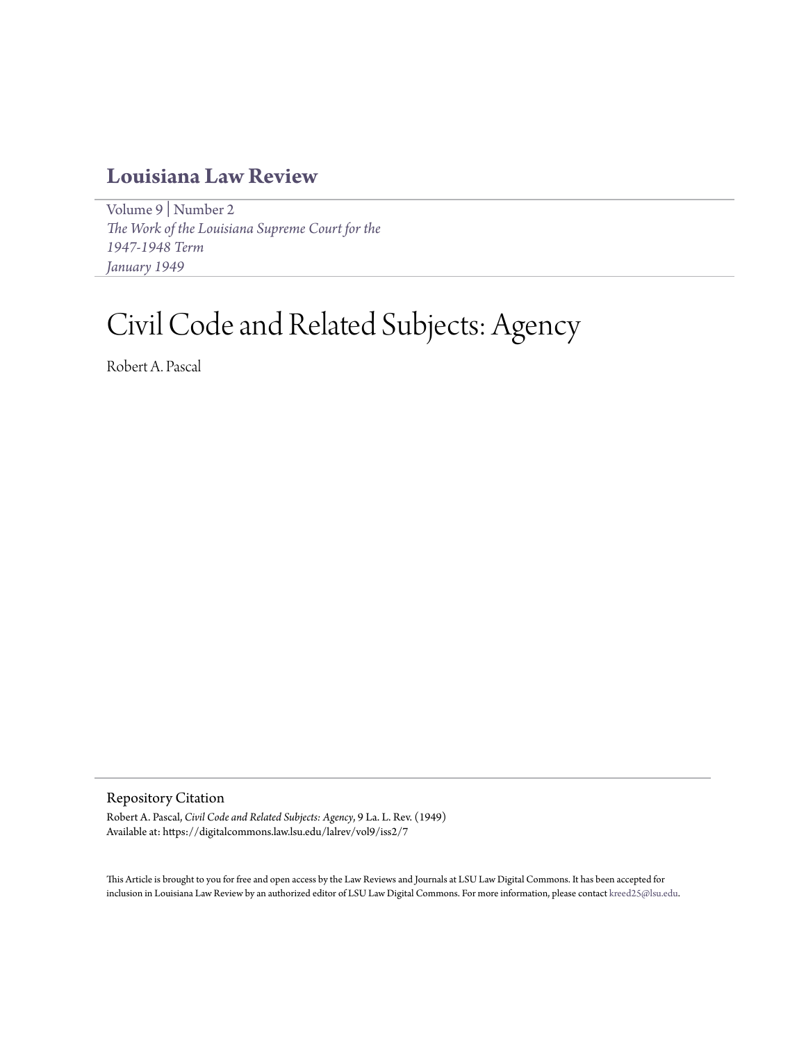# Louisiana Law Review

Volume 9 | Number 2
*The Work of the Louisiana Supreme Court for the 1947-1948 Term*
*January 1949*

# Civil Code and Related Subjects: Agency

Robert A. Pascal

## Repository Citation

Robert A. Pascal, *Civil Code and Related Subjects: Agency*, 9 La. L. Rev. (1949)
Available at: https://digitalcommons.law.lsu.edu/lalrev/vol9/iss2/7

This Article is brought to you for free and open access by the Law Reviews and Journals at LSU Law Digital Commons. It has been accepted for inclusion in Louisiana Law Review by an authorized editor of LSU Law Digital Commons. For more information, please contact kreed25@lsu.edu.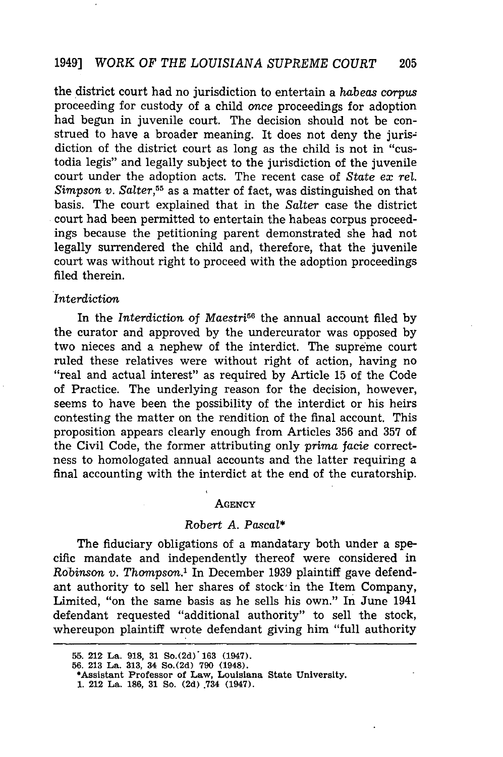the district court had no jurisdiction to entertain a *habeas corpus* proceeding for custody of a child *once* proceedings for adoption had begun in juvenile court. The decision should not be construed to have a broader meaning. It does not deny the jurisdiction of the district court as long as the child is not in "custodia legis" and legally subject to the jurisdiction of the juvenile court under the adoption acts. The recent case of *State ex rel. Simpson v. Salter*,[55] as a matter of fact, was distinguished on that basis. The court explained that in the *Salter* case the district court had been permitted to entertain the habeas corpus proceedings because the petitioning parent demonstrated she had not legally surrendered the child and, therefore, that the juvenile court was without right to proceed with the adoption proceedings filed therein.

*Interdiction*

In the *Interdiction of Maestri*[56] the annual account filed by the curator and approved by the undercurator was opposed by two nieces and a nephew of the interdict. The supreme court ruled these relatives were without right of action, having no "real and actual interest" as required by Article 15 of the Code of Practice. The underlying reason for the decision, however, seems to have been the possibility of the interdict or his heirs contesting the matter on the rendition of the final account. This proposition appears clearly enough from Articles 356 and 357 of the Civil Code, the former attributing only *prima facie* correctness to homologated annual accounts and the latter requiring a final accounting with the interdict at the end of the curatorship.

## AGENCY

*Robert A. Pascal\**

The fiduciary obligations of a mandatary both under a specific mandate and independently thereof were considered in *Robinson v. Thompson*.[1] In December 1939 plaintiff gave defendant authority to sell her shares of stock in the Item Company, Limited, "on the same basis as he sells his own." In June 1941 defendant requested "additional authority" to sell the stock, whereupon plaintiff wrote defendant giving him "full authority

---

55. 212 La. 918, 31 So.(2d) 163 (1947).
56. 213 La. 313, 34 So.(2d) 790 (1948).
\*Assistant Professor of Law, Louisiana State University.
1. 212 La. 186, 31 So. (2d) 734 (1947).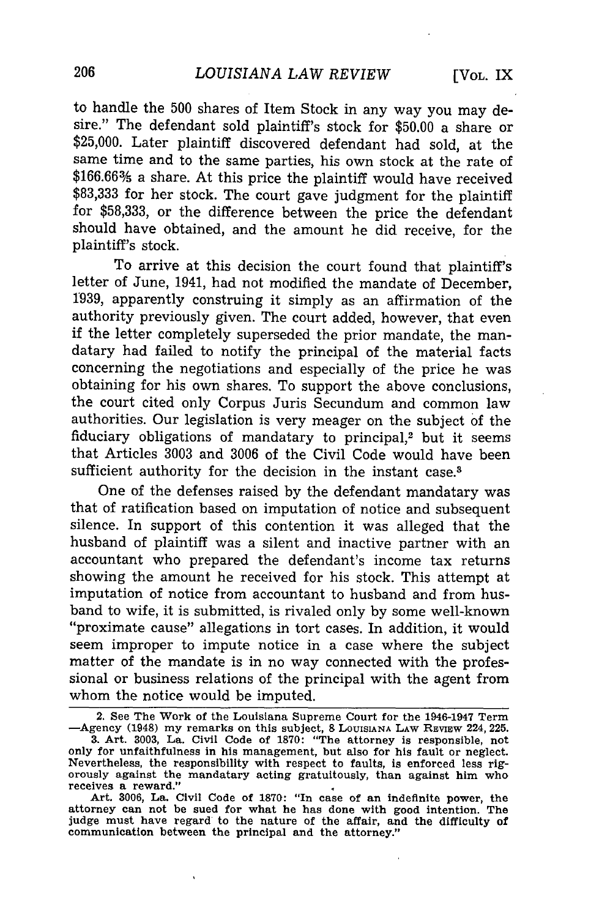to handle the 500 shares of Item Stock in any way you may desire." The defendant sold plaintiff's stock for $50.00 a share or $25,000. Later plaintiff discovered defendant had sold, at the same time and to the same parties, his own stock at the rate of $166.66⅔ a share. At this price the plaintiff would have received $83,333 for her stock. The court gave judgment for the plaintiff for $58,333, or the difference between the price the defendant should have obtained, and the amount he did receive, for the plaintiff's stock.

To arrive at this decision the court found that plaintiff's letter of June, 1941, had not modified the mandate of December, 1939, apparently construing it simply as an affirmation of the authority previously given. The court added, however, that even if the letter completely superseded the prior mandate, the mandatary had failed to notify the principal of the material facts concerning the negotiations and especially of the price he was obtaining for his own shares. To support the above conclusions, the court cited only Corpus Juris Secundum and common law authorities. Our legislation is very meager on the subject of the fiduciary obligations of mandatary to principal,[2] but it seems that Articles 3003 and 3006 of the Civil Code would have been sufficient authority for the decision in the instant case.[3]

One of the defenses raised by the defendant mandatary was that of ratification based on imputation of notice and subsequent silence. In support of this contention it was alleged that the husband of plaintiff was a silent and inactive partner with an accountant who prepared the defendant's income tax returns showing the amount he received for his stock. This attempt at imputation of notice from accountant to husband and from husband to wife, it is submitted, is rivaled only by some well-known "proximate cause" allegations in tort cases. In addition, it would seem improper to impute notice in a case where the subject matter of the mandate is in no way connected with the professional or business relations of the principal with the agent from whom the notice would be imputed.

---

2. See The Work of the Louisiana Supreme Court for the 1946-1947 Term —Agency (1948) my remarks on this subject, 8 LOUISIANA LAW REVIEW 224, 225.

3. Art. 3003, La. Civil Code of 1870: "The attorney is responsible, not only for unfaithfulness in his management, but also for his fault or neglect. Nevertheless, the responsibility with respect to faults, is enforced less rigorously against the mandatary acting gratuitously, than against him who receives a reward."

Art. 3006, La. Civil Code of 1870: "In case of an indefinite power, the attorney can not be sued for what he has done with good intention. The judge must have regard to the nature of the affair, and the difficulty of communication between the principal and the attorney."